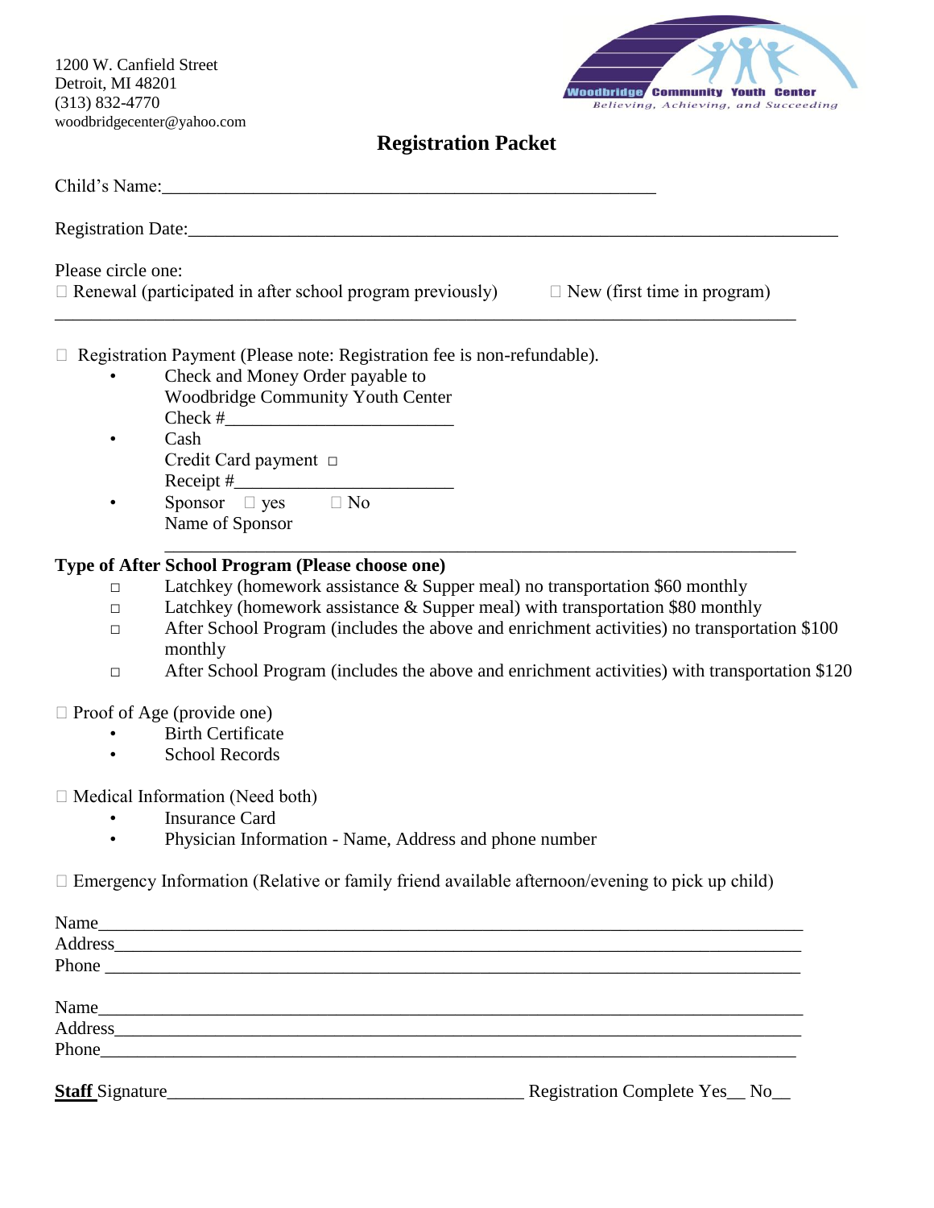1200 W. Canfield Street
Detroit, MI 48201
(313) 832-4770
woodbridgecenter@yahoo.com

Woodbridge Community Youth Center
*Believing, Achieving, and Succeeding*

# Registration Packet

Child's Name:_______________________________________________________

Registration Date:____________________________________________________________________

Please circle one:
☐ Renewal (participated in after school program previously) ☐ New (first time in program)

_______________________________________________________________________________

☐ Registration Payment (Please note: Registration fee is non-refundable).

- Check and Money Order payable to Woodbridge Community Youth Center
  Check #______________________
- Cash
  Credit Card payment ☐
  Receipt #______________________
- Sponsor ☐ yes ☐ No
  Name of Sponsor
  ____________________________________________________________________

**Type of After School Program (Please choose one)**

- ☐ Latchkey (homework assistance & Supper meal) no transportation $60 monthly
- ☐ Latchkey (homework assistance & Supper meal) with transportation $80 monthly
- ☐ After School Program (includes the above and enrichment activities) no transportation $100 monthly
- ☐ After School Program (includes the above and enrichment activities) with transportation $120

☐ Proof of Age (provide one)

- Birth Certificate
- School Records

☐ Medical Information (Need both)

- Insurance Card
- Physician Information - Name, Address and phone number

☐ Emergency Information (Relative or family friend available afternoon/evening to pick up child)

Name__________________________________________________________________________
Address________________________________________________________________________
Phone _________________________________________________________________________

Name__________________________________________________________________________
Address________________________________________________________________________
Phone__________________________________________________________________________

**Staff** Signature____________________________________ Registration Complete Yes__ No__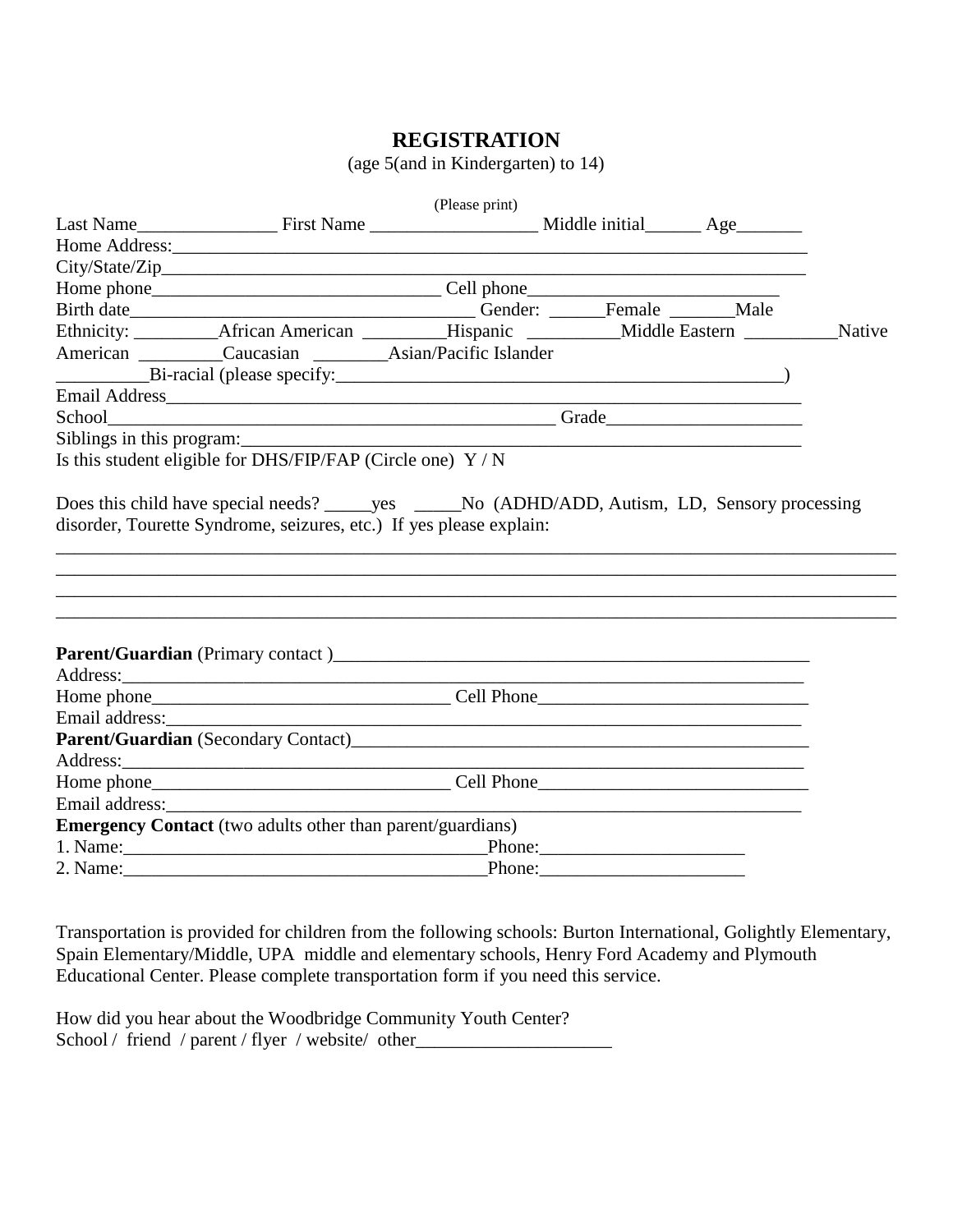# REGISTRATION

(age 5(and in Kindergarten) to 14)

(Please print)

Last Name_______________ First Name __________________ Middle initial______ Age_______

Home Address:_____________________________________________________________________

City/State/Zip_______________________________________________________________________

Home phone_______________________________ Cell phone___________________________

Birth date_____________________________________ Gender: ______Female _______Male

Ethnicity: _________African American _________Hispanic __________Middle Eastern __________Native American _________Caucasian ________Asian/Pacific Islander

_________Bi-racial (please specify:__________________________________________________)

Email Address_______________________________________________________________________

School_______________________________________________ Grade_____________________

Siblings in this program:________________________________________________________________

Is this student eligible for DHS/FIP/FAP (Circle one) Y / N

Does this child have special needs? _____yes _____No (ADHD/ADD, Autism, LD, Sensory processing disorder, Tourette Syndrome, seizures, etc.) If yes please explain:

_____________________________________________________________________________________________

_____________________________________________________________________________________________

_____________________________________________________________________________________________

_____________________________________________________________________________________________

**Parent/Guardian** (Primary contact )_____________________________________________________

Address:___________________________________________________________________________

Home phone________________________________ Cell Phone_____________________________

Email address:_______________________________________________________________________

**Parent/Guardian** (Secondary Contact)___________________________________________________

Address:___________________________________________________________________________

Home phone________________________________ Cell Phone_____________________________

Email address:_______________________________________________________________________

**Emergency Contact** (two adults other than parent/guardians)

1. Name:_______________________________________Phone:______________________

2. Name:_______________________________________Phone:______________________

Transportation is provided for children from the following schools: Burton International, Golightly Elementary, Spain Elementary/Middle, UPA middle and elementary schools, Henry Ford Academy and Plymouth Educational Center. Please complete transportation form if you need this service.

How did you hear about the Woodbridge Community Youth Center?

School / friend / parent / flyer / website/ other_____________________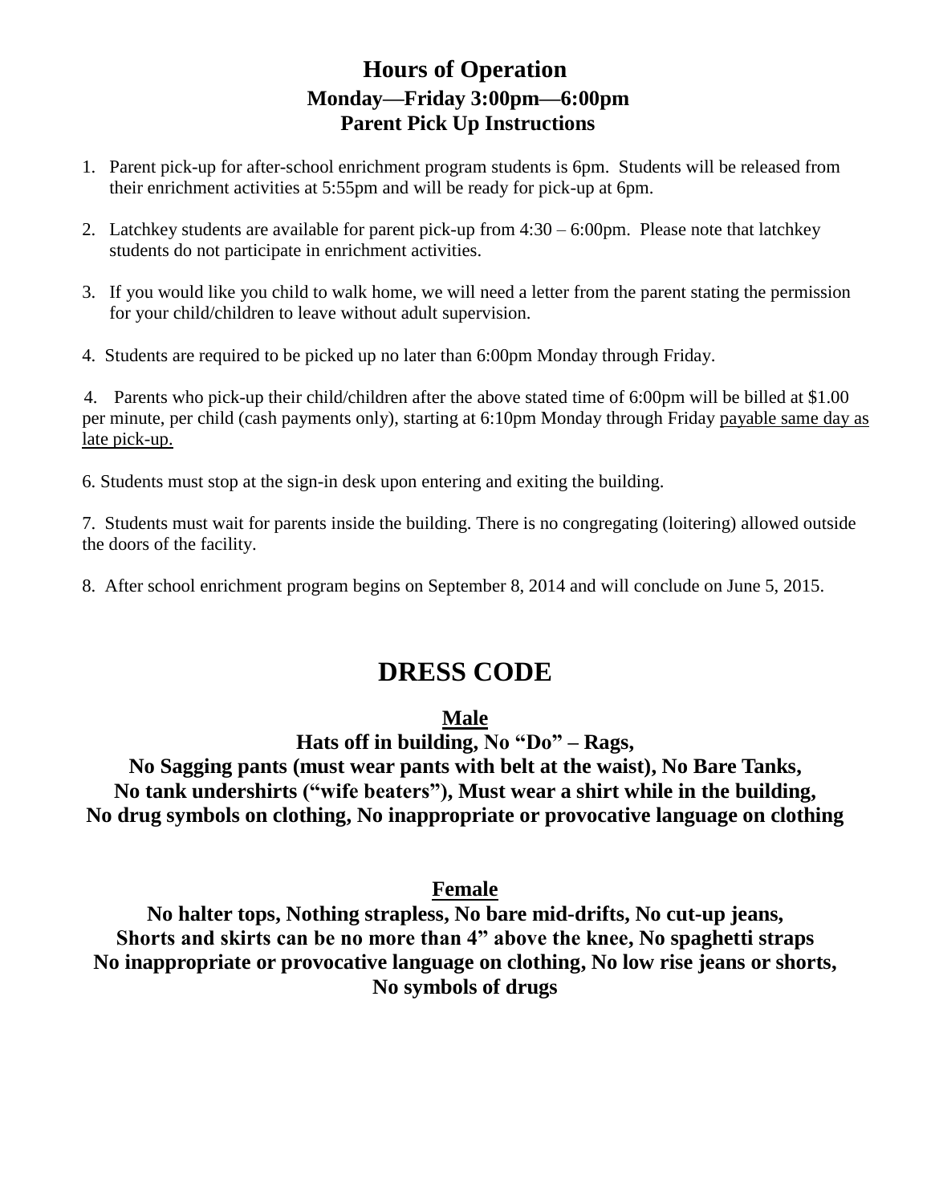# Hours of Operation

## Monday—Friday 3:00pm—6:00pm

## Parent Pick Up Instructions

1. Parent pick-up for after-school enrichment program students is 6pm. Students will be released from their enrichment activities at 5:55pm and will be ready for pick-up at 6pm.

2. Latchkey students are available for parent pick-up from 4:30 – 6:00pm. Please note that latchkey students do not participate in enrichment activities.

3. If you would like you child to walk home, we will need a letter from the parent stating the permission for your child/children to leave without adult supervision.

4. Students are required to be picked up no later than 6:00pm Monday through Friday.

4. Parents who pick-up their child/children after the above stated time of 6:00pm will be billed at $1.00 per minute, per child (cash payments only), starting at 6:10pm Monday through Friday <u>payable same day as late pick-up.</u>

6. Students must stop at the sign-in desk upon entering and exiting the building.

7. Students must wait for parents inside the building. There is no congregating (loitering) allowed outside the doors of the facility.

8. After school enrichment program begins on September 8, 2014 and will conclude on June 5, 2015.

# DRESS CODE

**<u>Male</u>**

**Hats off in building, No "Do" – Rags,**
**No Sagging pants (must wear pants with belt at the waist), No Bare Tanks,**
**No tank undershirts ("wife beaters"), Must wear a shirt while in the building,**
**No drug symbols on clothing, No inappropriate or provocative language on clothing**

**<u>Female</u>**

**No halter tops, Nothing strapless, No bare mid-drifts, No cut-up jeans,**
**Shorts and skirts can be no more than 4" above the knee, No spaghetti straps**
**No inappropriate or provocative language on clothing, No low rise jeans or shorts,**
**No symbols of drugs**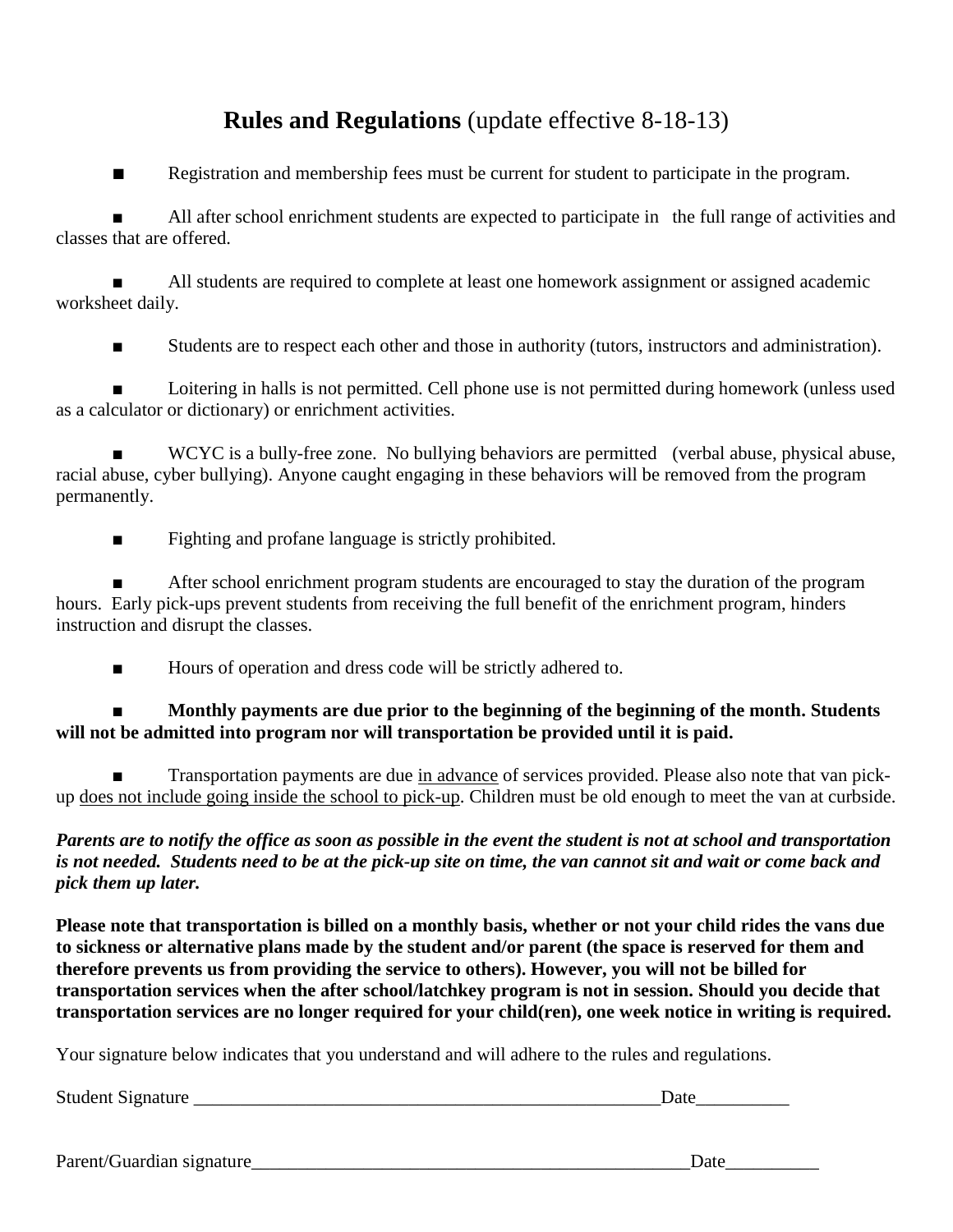## **Rules and Regulations** (update effective 8-18-13)

- Registration and membership fees must be current for student to participate in the program.

- All after school enrichment students are expected to participate in the full range of activities and classes that are offered.

- All students are required to complete at least one homework assignment or assigned academic worksheet daily.

- Students are to respect each other and those in authority (tutors, instructors and administration).

- Loitering in halls is not permitted. Cell phone use is not permitted during homework (unless used as a calculator or dictionary) or enrichment activities.

- WCYC is a bully-free zone. No bullying behaviors are permitted (verbal abuse, physical abuse, racial abuse, cyber bullying). Anyone caught engaging in these behaviors will be removed from the program permanently.

- Fighting and profane language is strictly prohibited.

- After school enrichment program students are encouraged to stay the duration of the program hours. Early pick-ups prevent students from receiving the full benefit of the enrichment program, hinders instruction and disrupt the classes.

- Hours of operation and dress code will be strictly adhered to.

- **Monthly payments are due prior to the beginning of the beginning of the month. Students will not be admitted into program nor will transportation be provided until it is paid.**

- Transportation payments are due <u>in advance</u> of services provided. Please also note that van pick-up <u>does not include going inside the school to pick-up</u>. Children must be old enough to meet the van at curbside.

***Parents are to notify the office as soon as possible in the event the student is not at school and transportation is not needed. Students need to be at the pick-up site on time, the van cannot sit and wait or come back and pick them up later.***

**Please note that transportation is billed on a monthly basis, whether or not your child rides the vans due to sickness or alternative plans made by the student and/or parent (the space is reserved for them and therefore prevents us from providing the service to others). However, you will not be billed for transportation services when the after school/latchkey program is not in session. Should you decide that transportation services are no longer required for your child(ren), one week notice in writing is required.**

Your signature below indicates that you understand and will adhere to the rules and regulations.

Student Signature ___________________________________________________Date__________

Parent/Guardian signature_________________________________________________Date__________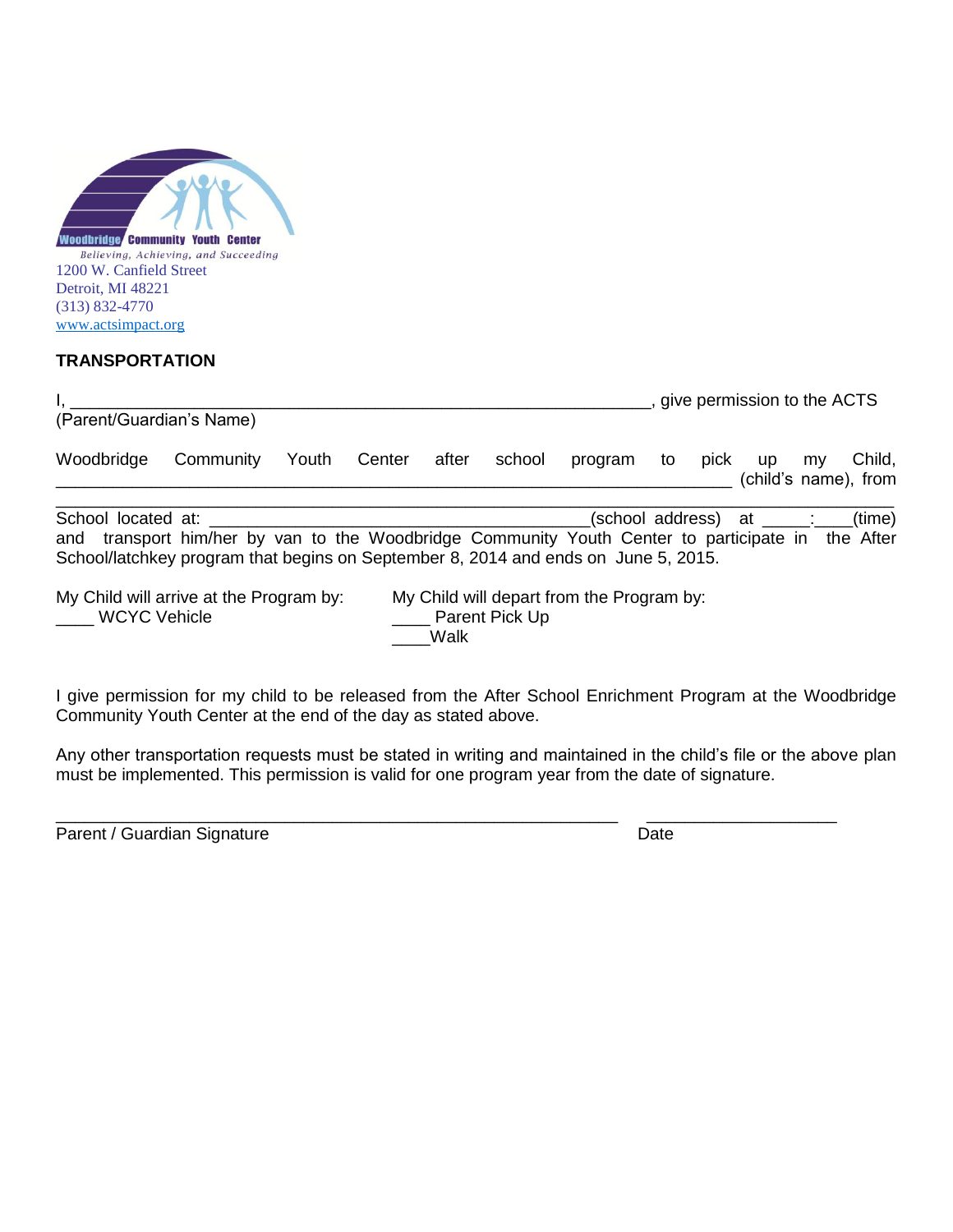Woodbridge Community Youth Center

*Believing, Achieving, and Succeeding*

1200 W. Canfield Street
Detroit, MI 48221
(313) 832-4770
www.actsimpact.org

**TRANSPORTATION**

I, ______________________________________________________________, give permission to the ACTS
(Parent/Guardian's Name)

Woodbridge Community Youth Center after school program to pick up my Child, ______________________________________________________________ (child's name), from ______________________________________________________________

School located at: ________________________________________(school address) at _____:____(time) and transport him/her by van to the Woodbridge Community Youth Center to participate in the After School/latchkey program that begins on September 8, 2014 and ends on June 5, 2015.

My Child will arrive at the Program by:
____ WCYC Vehicle

My Child will depart from the Program by:
____ Parent Pick Up
____Walk

I give permission for my child to be released from the After School Enrichment Program at the Woodbridge Community Youth Center at the end of the day as stated above.

Any other transportation requests must be stated in writing and maintained in the child's file or the above plan must be implemented. This permission is valid for one program year from the date of signature.

____________________________________________________________ ____________________
Parent / Guardian Signature Date